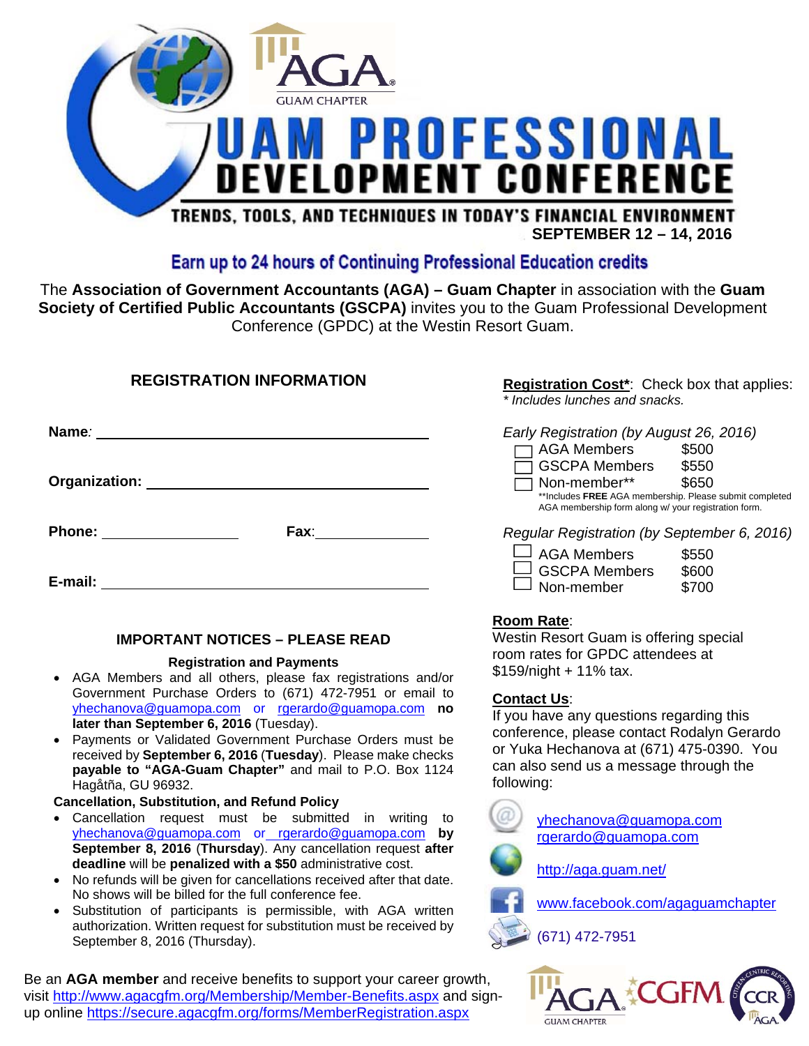AGA GUAM CHAPTER

# GUAM PROFESSIONAL DEVELOPMENT CONFERENCE

**TRENDS, TOOLS, AND TECHNIQUES IN TODAY'S FINANCIAL ENVIRONMENT**

**SEPTEMBER 12 – 14, 2016**

## Earn up to 24 hours of Continuing Professional Education credits

The **Association of Government Accountants (AGA) – Guam Chapter** in association with the **Guam Society of Certified Public Accountants (GSCPA)** invites you to the Guam Professional Development Conference (GPDC) at the Westin Resort Guam.

### REGISTRATION INFORMATION

**Name***:* ______________________________

**Organization:** ______________________________

**Phone:** ________________ **Fax**:________________

**E-mail:** ______________________________

### IMPORTANT NOTICES – PLEASE READ

**Registration and Payments**

- AGA Members and all others, please fax registrations and/or Government Purchase Orders to (671) 472-7951 or email to yhechanova@guamopa.com or rgerardo@guamopa.com **no later than September 6, 2016** (Tuesday).
- Payments or Validated Government Purchase Orders must be received by **September 6, 2016** (**Tuesday**). Please make checks **payable to "AGA-Guam Chapter"** and mail to P.O. Box 1124 Hagåtña, GU 96932.

**Cancellation, Substitution, and Refund Policy**

- Cancellation request must be submitted in writing to yhechanova@guamopa.com or rgerardo@guamopa.com **by September 8, 2016** (**Thursday**). Any cancellation request **after deadline** will be **penalized with a $50** administrative cost.
- No refunds will be given for cancellations received after that date. No shows will be billed for the full conference fee.
- Substitution of participants is permissible, with AGA written authorization. Written request for substitution must be received by September 8, 2016 (Thursday).

**Registration Cost***: Check box that applies:
*\* Includes lunches and snacks.*

*Early Registration (by August 26, 2016)*

- ☐ AGA Members $500
- ☐ GSCPA Members $550
- ☐ Non-member** $650

**Includes **FREE** AGA membership. Please submit completed AGA membership form along w/ your registration form.

*Regular Registration (by September 6, 2016)*

- ☐ AGA Members $550
- ☐ GSCPA Members $600
- ☐ Non-member $700

**Room Rate**:
Westin Resort Guam is offering special room rates for GPDC attendees at $159/night + 11% tax.

**Contact Us**:
If you have any questions regarding this conference, please contact Rodalyn Gerardo or Yuka Hechanova at (671) 475-0390. You can also send us a message through the following:

- yhechanova@guamopa.com
- rgerardo@guamopa.com
- http://aga.guam.net/
- www.facebook.com/agaguamchapter
- (671) 472-7951

Be an **AGA member** and receive benefits to support your career growth, visit http://www.agacgfm.org/Membership/Member-Benefits.aspx and sign-up online https://secure.agacgfm.org/forms/MemberRegistration.aspx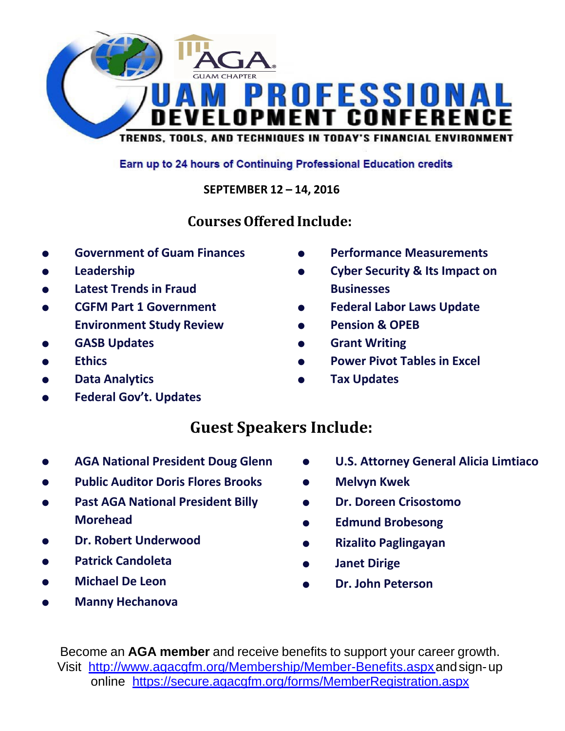AGA

GUAM CHAPTER

# GUAM PROFESSIONAL DEVELOPMENT CONFERENCE

TRENDS, TOOLS, AND TECHNIQUES IN TODAY'S FINANCIAL ENVIRONMENT

Earn up to 24 hours of Continuing Professional Education credits

**SEPTEMBER 12 – 14, 2016**

## Courses Offered Include:

- **Government of Guam Finances**
- **Leadership**
- **Latest Trends in Fraud**
- **CGFM Part 1 Government Environment Study Review**
- **GASB Updates**
- **Ethics**
- **Data Analytics**
- **Federal Gov't. Updates**
- **Performance Measurements**
- **Cyber Security & Its Impact on Businesses**
- **Federal Labor Laws Update**
- **Pension & OPEB**
- **Grant Writing**
- **Power Pivot Tables in Excel**
- **Tax Updates**

## Guest Speakers Include:

- **AGA National President Doug Glenn**
- **Public Auditor Doris Flores Brooks**
- **Past AGA National President Billy Morehead**
- **Dr. Robert Underwood**
- **Patrick Candoleta**
- **Michael De Leon**
- **Manny Hechanova**
- **U.S. Attorney General Alicia Limtiaco**
- **Melvyn Kwek**
- **Dr. Doreen Crisostomo**
- **Edmund Brobesong**
- **Rizalito Paglingayan**
- **Janet Dirige**
- **Dr. John Peterson**

Become an **AGA member** and receive benefits to support your career growth. Visit http://www.agacgfm.org/Membership/Member-Benefits.aspx and sign-up online https://secure.agacgfm.org/forms/MemberRegistration.aspx